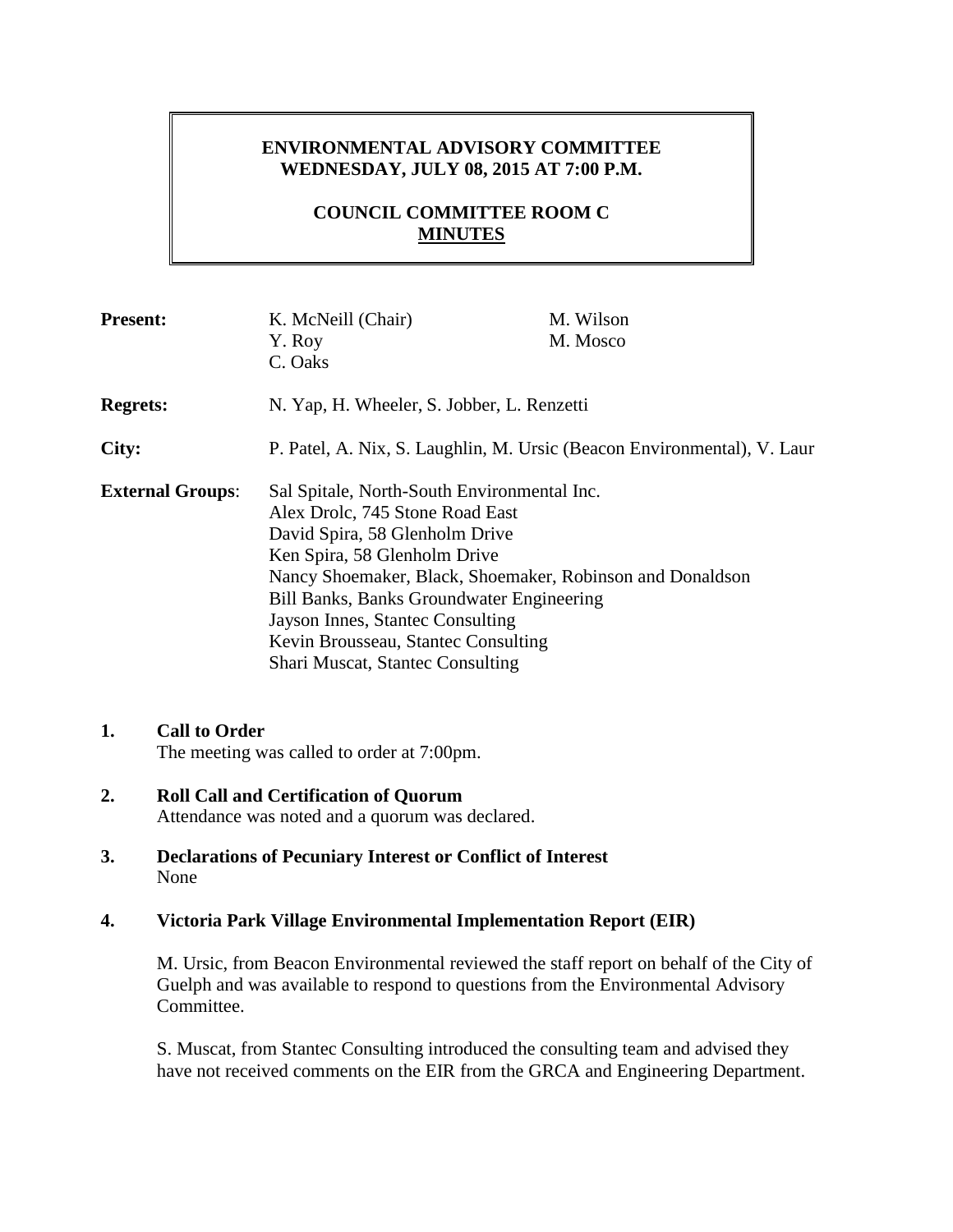# ENVIRONMENTAL ADVISORY COMMITTEE
## WEDNESDAY, JULY 08, 2015 AT 7:00 P.M.

## COUNCIL COMMITTEE ROOM C
## MINUTES

**Present:** K. McNeill (Chair), Y. Roy, C. Oaks, M. Wilson, M. Mosco

**Regrets:** N. Yap, H. Wheeler, S. Jobber, L. Renzetti

**City:** P. Patel, A. Nix, S. Laughlin, M. Ursic (Beacon Environmental), V. Laur

**External Groups:**
Sal Spitale, North-South Environmental Inc.
Alex Drolc, 745 Stone Road East
David Spira, 58 Glenholm Drive
Ken Spira, 58 Glenholm Drive
Nancy Shoemaker, Black, Shoemaker, Robinson and Donaldson
Bill Banks, Banks Groundwater Engineering
Jayson Innes, Stantec Consulting
Kevin Brousseau, Stantec Consulting
Shari Muscat, Stantec Consulting

**1. Call to Order**
The meeting was called to order at 7:00pm.

**2. Roll Call and Certification of Quorum**
Attendance was noted and a quorum was declared.

**3. Declarations of Pecuniary Interest or Conflict of Interest**
None

**4. Victoria Park Village Environmental Implementation Report (EIR)**

M. Ursic, from Beacon Environmental reviewed the staff report on behalf of the City of Guelph and was available to respond to questions from the Environmental Advisory Committee.

S. Muscat, from Stantec Consulting introduced the consulting team and advised they have not received comments on the EIR from the GRCA and Engineering Department.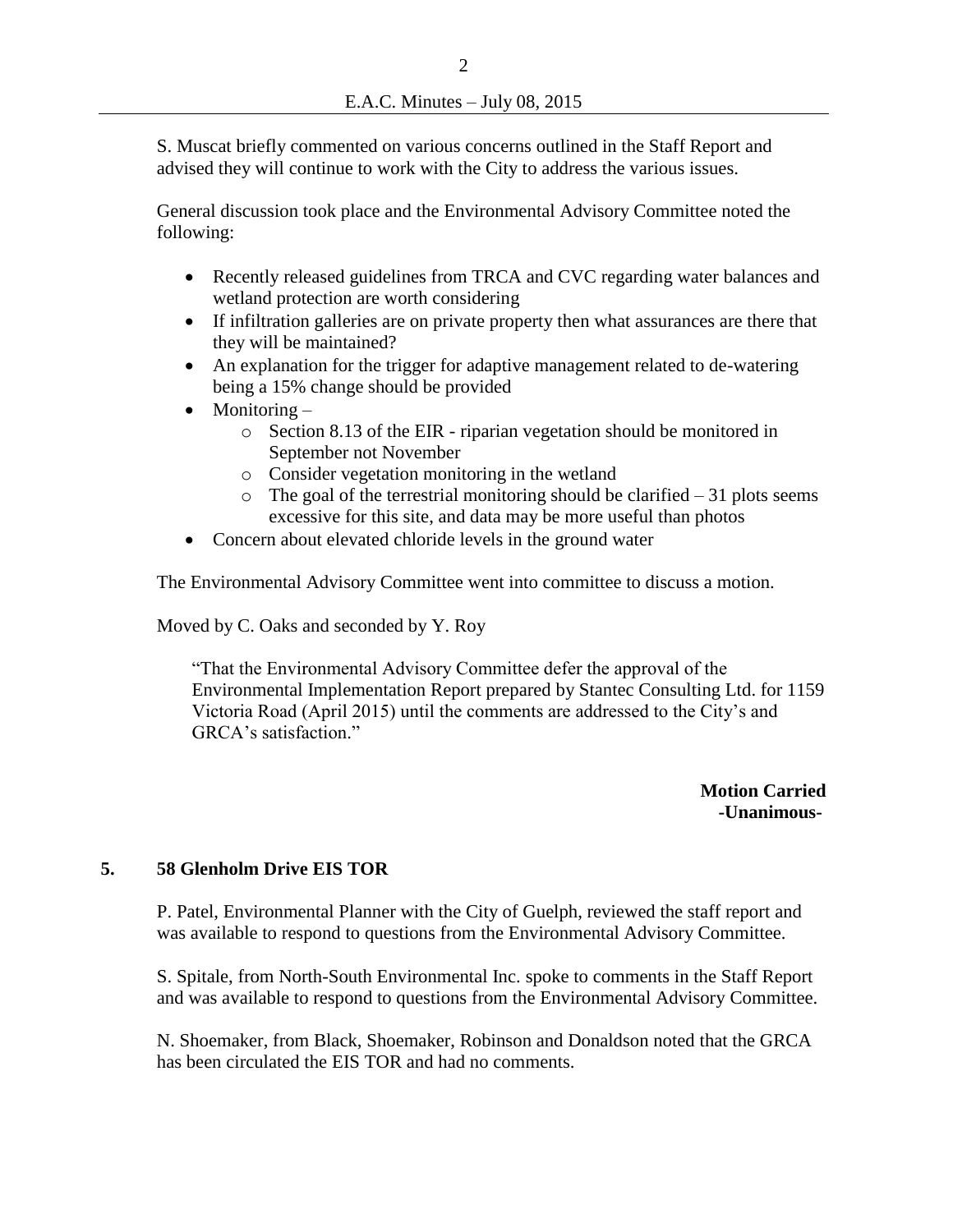S. Muscat briefly commented on various concerns outlined in the Staff Report and advised they will continue to work with the City to address the various issues.

General discussion took place and the Environmental Advisory Committee noted the following:

- Recently released guidelines from TRCA and CVC regarding water balances and wetland protection are worth considering
- If infiltration galleries are on private property then what assurances are there that they will be maintained?
- An explanation for the trigger for adaptive management related to de-watering being a 15% change should be provided
- Monitoring –
  - Section 8.13 of the EIR - riparian vegetation should be monitored in September not November
  - Consider vegetation monitoring in the wetland
  - The goal of the terrestrial monitoring should be clarified – 31 plots seems excessive for this site, and data may be more useful than photos
- Concern about elevated chloride levels in the ground water

The Environmental Advisory Committee went into committee to discuss a motion.

Moved by C. Oaks and seconded by Y. Roy

> "That the Environmental Advisory Committee defer the approval of the Environmental Implementation Report prepared by Stantec Consulting Ltd. for 1159 Victoria Road (April 2015) until the comments are addressed to the City's and GRCA's satisfaction."

**Motion Carried**
**-Unanimous-**

## 5. 58 Glenholm Drive EIS TOR

P. Patel, Environmental Planner with the City of Guelph, reviewed the staff report and was available to respond to questions from the Environmental Advisory Committee.

S. Spitale, from North-South Environmental Inc. spoke to comments in the Staff Report and was available to respond to questions from the Environmental Advisory Committee.

N. Shoemaker, from Black, Shoemaker, Robinson and Donaldson noted that the GRCA has been circulated the EIS TOR and had no comments.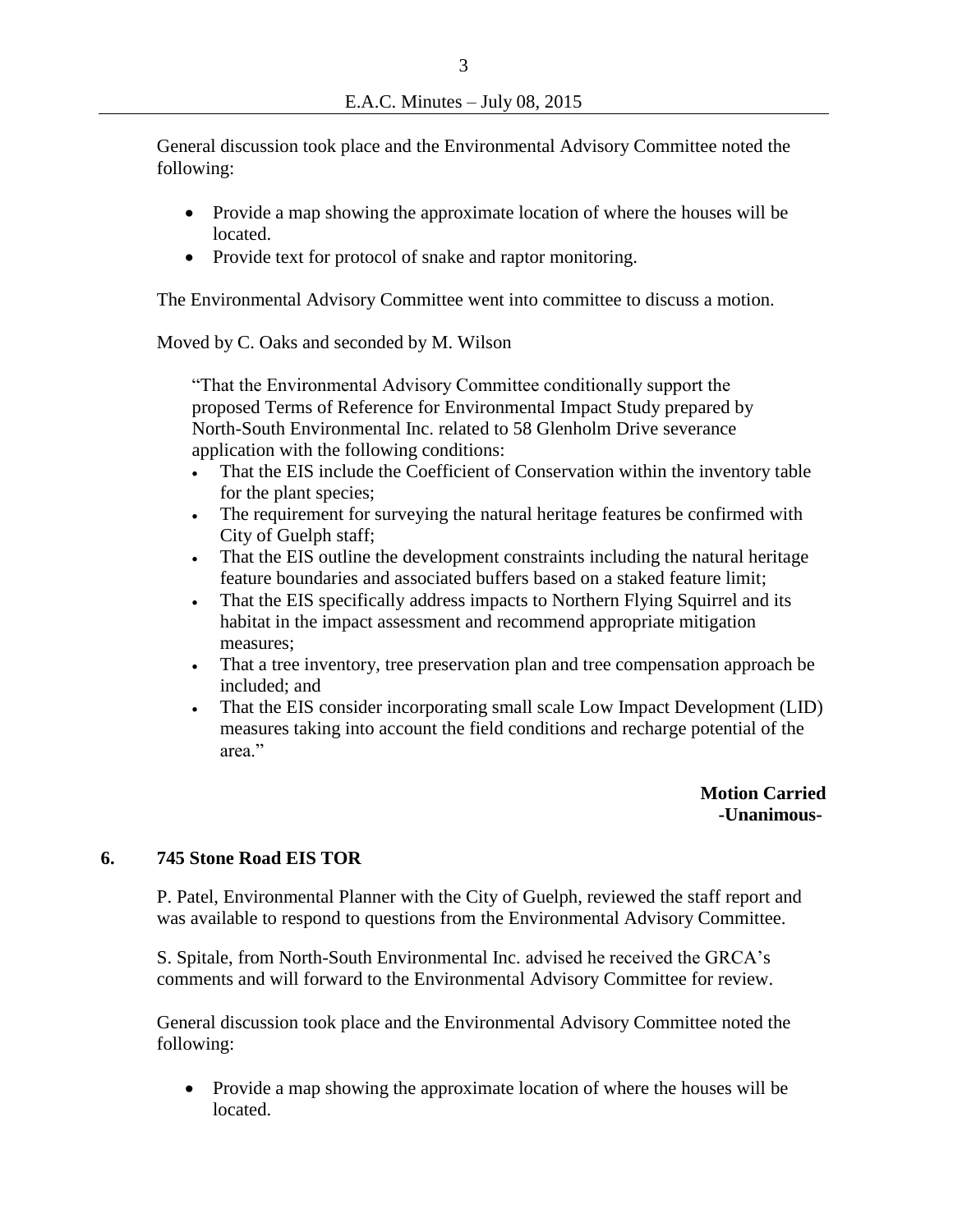General discussion took place and the Environmental Advisory Committee noted the following:

- Provide a map showing the approximate location of where the houses will be located.
- Provide text for protocol of snake and raptor monitoring.

The Environmental Advisory Committee went into committee to discuss a motion.

Moved by C. Oaks and seconded by M. Wilson

> "That the Environmental Advisory Committee conditionally support the proposed Terms of Reference for Environmental Impact Study prepared by North-South Environmental Inc. related to 58 Glenholm Drive severance application with the following conditions:
>
> - That the EIS include the Coefficient of Conservation within the inventory table for the plant species;
> - The requirement for surveying the natural heritage features be confirmed with City of Guelph staff;
> - That the EIS outline the development constraints including the natural heritage feature boundaries and associated buffers based on a staked feature limit;
> - That the EIS specifically address impacts to Northern Flying Squirrel and its habitat in the impact assessment and recommend appropriate mitigation measures;
> - That a tree inventory, tree preservation plan and tree compensation approach be included; and
> - That the EIS consider incorporating small scale Low Impact Development (LID) measures taking into account the field conditions and recharge potential of the area."

**Motion Carried**
**-Unanimous-**

## 6. 745 Stone Road EIS TOR

P. Patel, Environmental Planner with the City of Guelph, reviewed the staff report and was available to respond to questions from the Environmental Advisory Committee.

S. Spitale, from North-South Environmental Inc. advised he received the GRCA's comments and will forward to the Environmental Advisory Committee for review.

General discussion took place and the Environmental Advisory Committee noted the following:

- Provide a map showing the approximate location of where the houses will be located.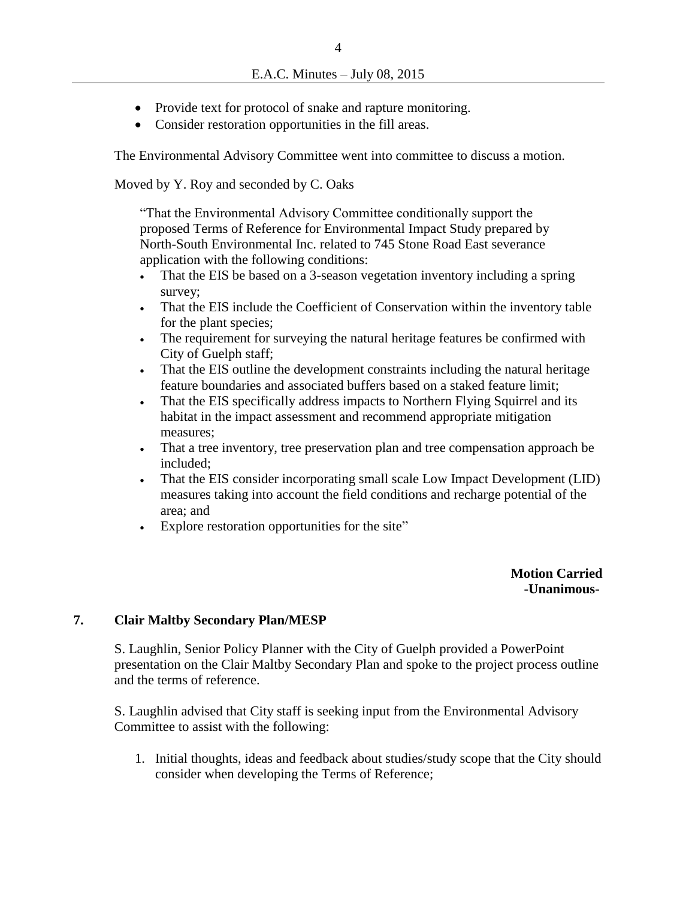- Provide text for protocol of snake and rapture monitoring.
- Consider restoration opportunities in the fill areas.

The Environmental Advisory Committee went into committee to discuss a motion.

Moved by Y. Roy and seconded by C. Oaks

> "That the Environmental Advisory Committee conditionally support the proposed Terms of Reference for Environmental Impact Study prepared by North-South Environmental Inc. related to 745 Stone Road East severance application with the following conditions:
>
> - That the EIS be based on a 3-season vegetation inventory including a spring survey;
> - That the EIS include the Coefficient of Conservation within the inventory table for the plant species;
> - The requirement for surveying the natural heritage features be confirmed with City of Guelph staff;
> - That the EIS outline the development constraints including the natural heritage feature boundaries and associated buffers based on a staked feature limit;
> - That the EIS specifically address impacts to Northern Flying Squirrel and its habitat in the impact assessment and recommend appropriate mitigation measures;
> - That a tree inventory, tree preservation plan and tree compensation approach be included;
> - That the EIS consider incorporating small scale Low Impact Development (LID) measures taking into account the field conditions and recharge potential of the area; and
> - Explore restoration opportunities for the site"

**Motion Carried**
**-Unanimous-**

## 7. Clair Maltby Secondary Plan/MESP

S. Laughlin, Senior Policy Planner with the City of Guelph provided a PowerPoint presentation on the Clair Maltby Secondary Plan and spoke to the project process outline and the terms of reference.

S. Laughlin advised that City staff is seeking input from the Environmental Advisory Committee to assist with the following:

1. Initial thoughts, ideas and feedback about studies/study scope that the City should consider when developing the Terms of Reference;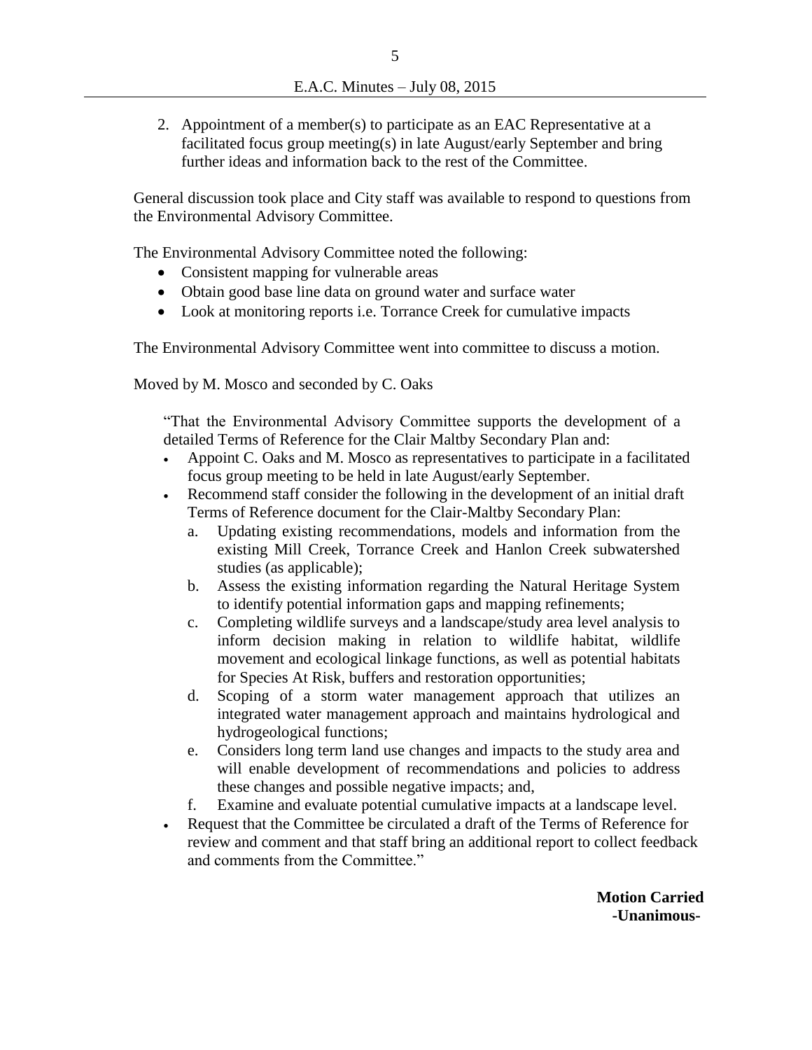2. Appointment of a member(s) to participate as an EAC Representative at a facilitated focus group meeting(s) in late August/early September and bring further ideas and information back to the rest of the Committee.

General discussion took place and City staff was available to respond to questions from the Environmental Advisory Committee.

The Environmental Advisory Committee noted the following:

- Consistent mapping for vulnerable areas
- Obtain good base line data on ground water and surface water
- Look at monitoring reports i.e. Torrance Creek for cumulative impacts

The Environmental Advisory Committee went into committee to discuss a motion.

Moved by M. Mosco and seconded by C. Oaks

> "That the Environmental Advisory Committee supports the development of a detailed Terms of Reference for the Clair Maltby Secondary Plan and:
>
> - Appoint C. Oaks and M. Mosco as representatives to participate in a facilitated focus group meeting to be held in late August/early September.
> - Recommend staff consider the following in the development of an initial draft Terms of Reference document for the Clair-Maltby Secondary Plan:
>     a. Updating existing recommendations, models and information from the existing Mill Creek, Torrance Creek and Hanlon Creek subwatershed studies (as applicable);
>     b. Assess the existing information regarding the Natural Heritage System to identify potential information gaps and mapping refinements;
>     c. Completing wildlife surveys and a landscape/study area level analysis to inform decision making in relation to wildlife habitat, wildlife movement and ecological linkage functions, as well as potential habitats for Species At Risk, buffers and restoration opportunities;
>     d. Scoping of a storm water management approach that utilizes an integrated water management approach and maintains hydrological and hydrogeological functions;
>     e. Considers long term land use changes and impacts to the study area and will enable development of recommendations and policies to address these changes and possible negative impacts; and,
>     f. Examine and evaluate potential cumulative impacts at a landscape level.
> - Request that the Committee be circulated a draft of the Terms of Reference for review and comment and that staff bring an additional report to collect feedback and comments from the Committee."

**Motion Carried**
**-Unanimous-**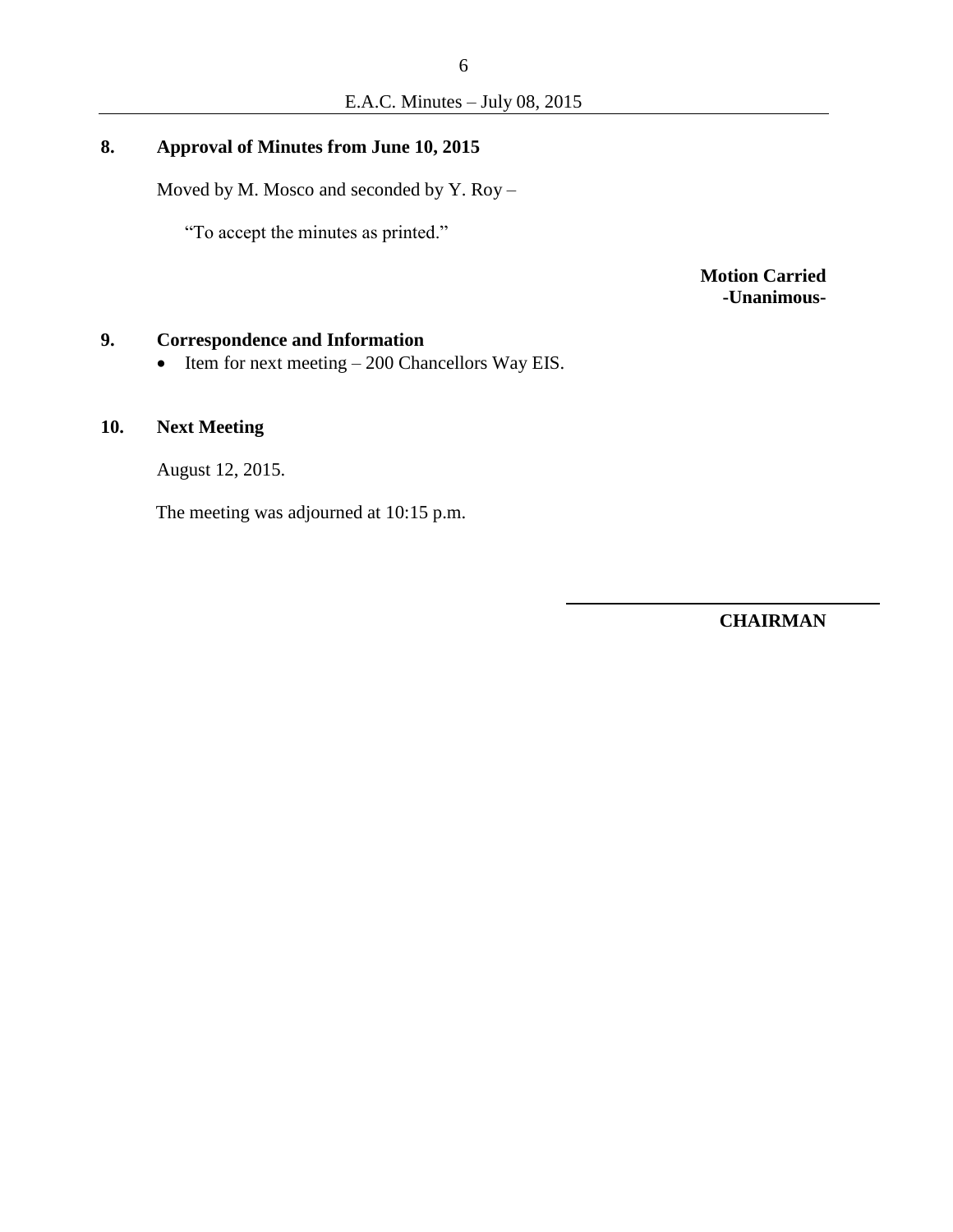## 8. Approval of Minutes from June 10, 2015

Moved by M. Mosco and seconded by Y. Roy –

"To accept the minutes as printed."

**Motion Carried**
**-Unanimous-**

## 9. Correspondence and Information

- Item for next meeting – 200 Chancellors Way EIS.

## 10. Next Meeting

August 12, 2015.

The meeting was adjourned at 10:15 p.m.

**CHAIRMAN**